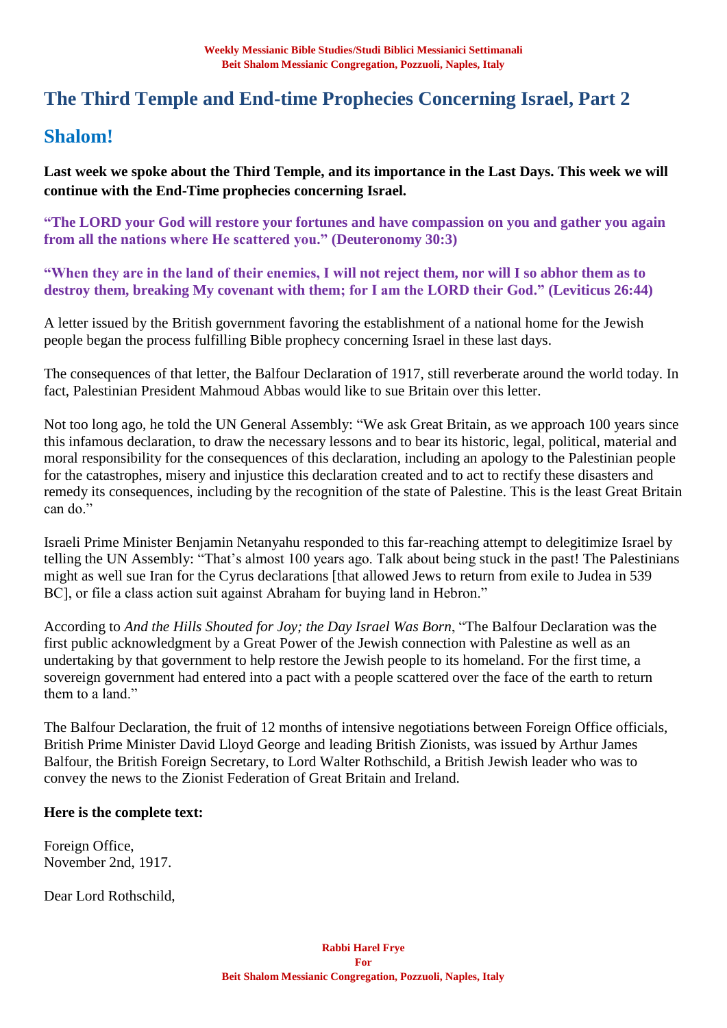# The Third Temple and End-time Prophecies Concerning Israel, Part 2

## Shalom!

**Last week we spoke about the Third Temple, and its importance in the Last Days. This week we will continue with the End-Time prophecies concerning Israel.**

**"The LORD your God will restore your fortunes and have compassion on you and gather you again from all the nations where He scattered you." (Deuteronomy 30:3)**

**"When they are in the land of their enemies, I will not reject them, nor will I so abhor them as to destroy them, breaking My covenant with them; for I am the LORD their God." (Leviticus 26:44)**

A letter issued by the British government favoring the establishment of a national home for the Jewish people began the process fulfilling Bible prophecy concerning Israel in these last days.

The consequences of that letter, the Balfour Declaration of 1917, still reverberate around the world today. In fact, Palestinian President Mahmoud Abbas would like to sue Britain over this letter.

Not too long ago, he told the UN General Assembly: "We ask Great Britain, as we approach 100 years since this infamous declaration, to draw the necessary lessons and to bear its historic, legal, political, material and moral responsibility for the consequences of this declaration, including an apology to the Palestinian people for the catastrophes, misery and injustice this declaration created and to act to rectify these disasters and remedy its consequences, including by the recognition of the state of Palestine. This is the least Great Britain can do."

Israeli Prime Minister Benjamin Netanyahu responded to this far-reaching attempt to delegitimize Israel by telling the UN Assembly: "That's almost 100 years ago. Talk about being stuck in the past! The Palestinians might as well sue Iran for the Cyrus declarations [that allowed Jews to return from exile to Judea in 539 BC], or file a class action suit against Abraham for buying land in Hebron."

According to *And the Hills Shouted for Joy; the Day Israel Was Born*, "The Balfour Declaration was the first public acknowledgment by a Great Power of the Jewish connection with Palestine as well as an undertaking by that government to help restore the Jewish people to its homeland. For the first time, a sovereign government had entered into a pact with a people scattered over the face of the earth to return them to a land."

The Balfour Declaration, the fruit of 12 months of intensive negotiations between Foreign Office officials, British Prime Minister David Lloyd George and leading British Zionists, was issued by Arthur James Balfour, the British Foreign Secretary, to Lord Walter Rothschild, a British Jewish leader who was to convey the news to the Zionist Federation of Great Britain and Ireland.

**Here is the complete text:**

Foreign Office,
November 2nd, 1917.

Dear Lord Rothschild,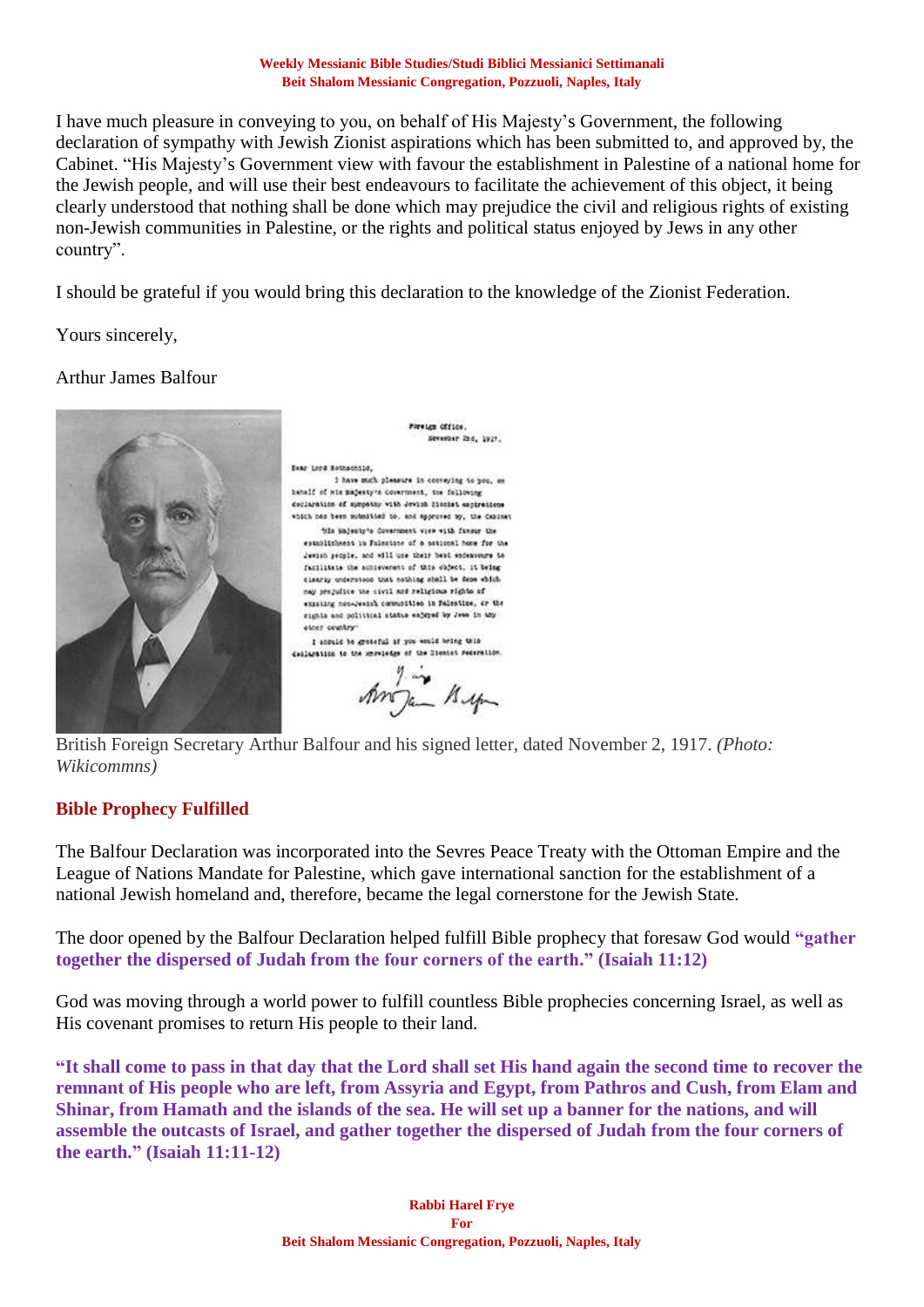I have much pleasure in conveying to you, on behalf of His Majesty's Government, the following declaration of sympathy with Jewish Zionist aspirations which has been submitted to, and approved by, the Cabinet. "His Majesty's Government view with favour the establishment in Palestine of a national home for the Jewish people, and will use their best endeavours to facilitate the achievement of this object, it being clearly understood that nothing shall be done which may prejudice the civil and religious rights of existing non-Jewish communities in Palestine, or the rights and political status enjoyed by Jews in any other country".

I should be grateful if you would bring this declaration to the knowledge of the Zionist Federation.

Yours sincerely,

Arthur James Balfour

British Foreign Secretary Arthur Balfour and his signed letter, dated November 2, 1917. *(Photo: Wikicommns)*

## Bible Prophecy Fulfilled

The Balfour Declaration was incorporated into the Sevres Peace Treaty with the Ottoman Empire and the League of Nations Mandate for Palestine, which gave international sanction for the establishment of a national Jewish homeland and, therefore, became the legal cornerstone for the Jewish State.

The door opened by the Balfour Declaration helped fulfill Bible prophecy that foresaw God would **"gather together the dispersed of Judah from the four corners of the earth." (Isaiah 11:12)**

God was moving through a world power to fulfill countless Bible prophecies concerning Israel, as well as His covenant promises to return His people to their land.

**"It shall come to pass in that day that the Lord shall set His hand again the second time to recover the remnant of His people who are left, from Assyria and Egypt, from Pathros and Cush, from Elam and Shinar, from Hamath and the islands of the sea. He will set up a banner for the nations, and will assemble the outcasts of Israel, and gather together the dispersed of Judah from the four corners of the earth." (Isaiah 11:11-12)**

**Rabbi Harel Frye**
**For**
**Beit Shalom Messianic Congregation, Pozzuoli, Naples, Italy**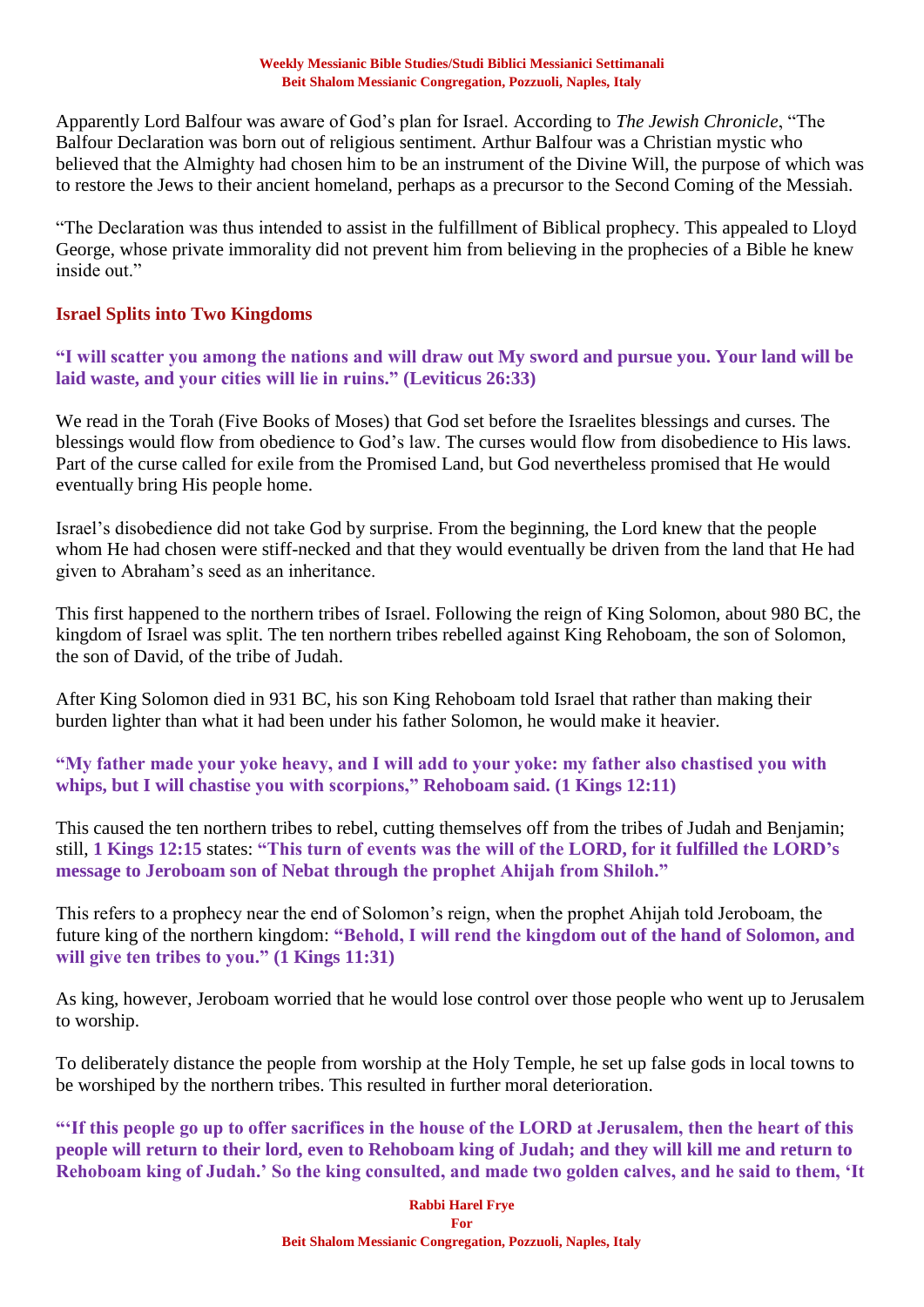Apparently Lord Balfour was aware of God's plan for Israel. According to *The Jewish Chronicle*, "The Balfour Declaration was born out of religious sentiment. Arthur Balfour was a Christian mystic who believed that the Almighty had chosen him to be an instrument of the Divine Will, the purpose of which was to restore the Jews to their ancient homeland, perhaps as a precursor to the Second Coming of the Messiah.

"The Declaration was thus intended to assist in the fulfillment of Biblical prophecy. This appealed to Lloyd George, whose private immorality did not prevent him from believing in the prophecies of a Bible he knew inside out."

## Israel Splits into Two Kingdoms

**"I will scatter you among the nations and will draw out My sword and pursue you. Your land will be laid waste, and your cities will lie in ruins." (Leviticus 26:33)**

We read in the Torah (Five Books of Moses) that God set before the Israelites blessings and curses. The blessings would flow from obedience to God's law. The curses would flow from disobedience to His laws. Part of the curse called for exile from the Promised Land, but God nevertheless promised that He would eventually bring His people home.

Israel's disobedience did not take God by surprise. From the beginning, the Lord knew that the people whom He had chosen were stiff-necked and that they would eventually be driven from the land that He had given to Abraham's seed as an inheritance.

This first happened to the northern tribes of Israel. Following the reign of King Solomon, about 980 BC, the kingdom of Israel was split. The ten northern tribes rebelled against King Rehoboam, the son of Solomon, the son of David, of the tribe of Judah.

After King Solomon died in 931 BC, his son King Rehoboam told Israel that rather than making their burden lighter than what it had been under his father Solomon, he would make it heavier.

**"My father made your yoke heavy, and I will add to your yoke: my father also chastised you with whips, but I will chastise you with scorpions," Rehoboam said. (1 Kings 12:11)**

This caused the ten northern tribes to rebel, cutting themselves off from the tribes of Judah and Benjamin; still, **1 Kings 12:15** states: **"This turn of events was the will of the LORD, for it fulfilled the LORD's message to Jeroboam son of Nebat through the prophet Ahijah from Shiloh."**

This refers to a prophecy near the end of Solomon's reign, when the prophet Ahijah told Jeroboam, the future king of the northern kingdom: **"Behold, I will rend the kingdom out of the hand of Solomon, and will give ten tribes to you." (1 Kings 11:31)**

As king, however, Jeroboam worried that he would lose control over those people who went up to Jerusalem to worship.

To deliberately distance the people from worship at the Holy Temple, he set up false gods in local towns to be worshiped by the northern tribes. This resulted in further moral deterioration.

**"'If this people go up to offer sacrifices in the house of the LORD at Jerusalem, then the heart of this people will return to their lord, even to Rehoboam king of Judah; and they will kill me and return to Rehoboam king of Judah.' So the king consulted, and made two golden calves, and he said to them, 'It**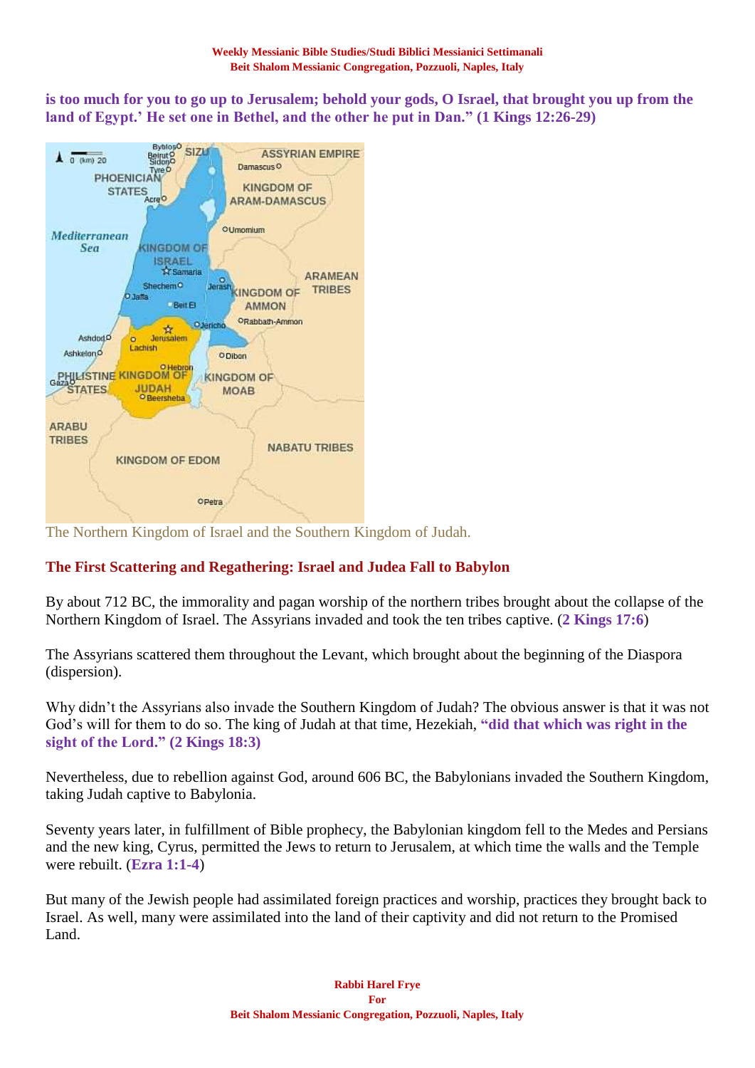**is too much for you to go up to Jerusalem; behold your gods, O Israel, that brought you up from the land of Egypt.' He set one in Bethel, and the other he put in Dan." (1 Kings 12:26-29)**

The Northern Kingdom of Israel and the Southern Kingdom of Judah.

## The First Scattering and Regathering: Israel and Judea Fall to Babylon

By about 712 BC, the immorality and pagan worship of the northern tribes brought about the collapse of the Northern Kingdom of Israel. The Assyrians invaded and took the ten tribes captive. (**2 Kings 17:6**)

The Assyrians scattered them throughout the Levant, which brought about the beginning of the Diaspora (dispersion).

Why didn't the Assyrians also invade the Southern Kingdom of Judah? The obvious answer is that it was not God's will for them to do so. The king of Judah at that time, Hezekiah, **"did that which was right in the sight of the Lord." (2 Kings 18:3)**

Nevertheless, due to rebellion against God, around 606 BC, the Babylonians invaded the Southern Kingdom, taking Judah captive to Babylonia.

Seventy years later, in fulfillment of Bible prophecy, the Babylonian kingdom fell to the Medes and Persians and the new king, Cyrus, permitted the Jews to return to Jerusalem, at which time the walls and the Temple were rebuilt. (**Ezra 1:1-4**)

But many of the Jewish people had assimilated foreign practices and worship, practices they brought back to Israel. As well, many were assimilated into the land of their captivity and did not return to the Promised Land.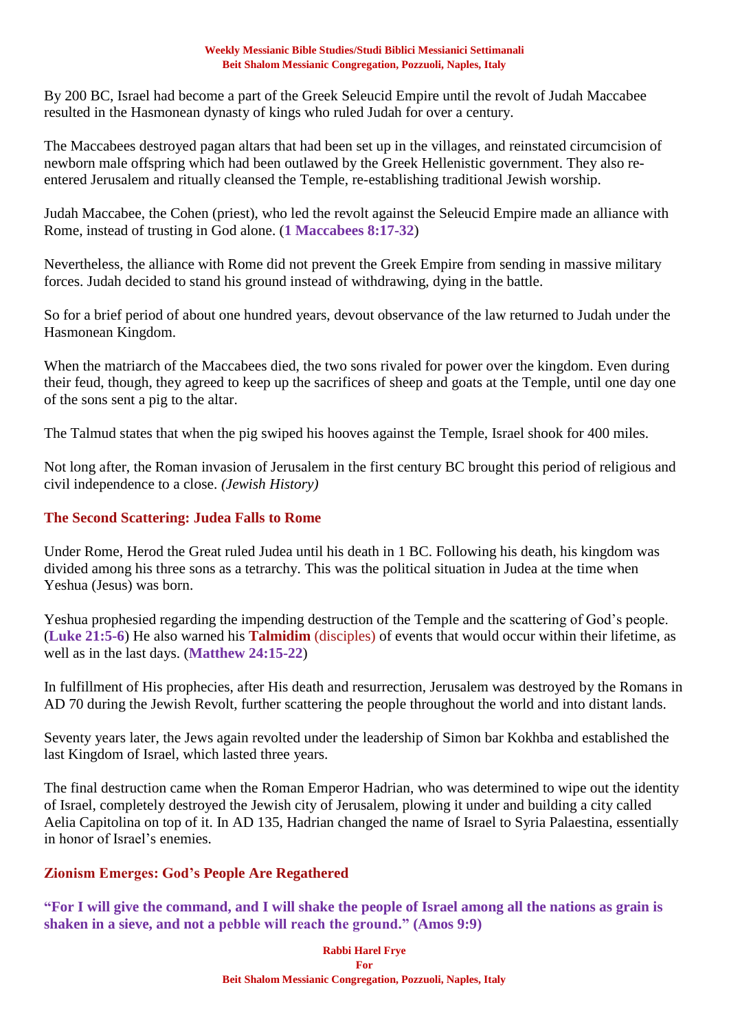By 200 BC, Israel had become a part of the Greek Seleucid Empire until the revolt of Judah Maccabee resulted in the Hasmonean dynasty of kings who ruled Judah for over a century.

The Maccabees destroyed pagan altars that had been set up in the villages, and reinstated circumcision of newborn male offspring which had been outlawed by the Greek Hellenistic government. They also re-entered Jerusalem and ritually cleansed the Temple, re-establishing traditional Jewish worship.

Judah Maccabee, the Cohen (priest), who led the revolt against the Seleucid Empire made an alliance with Rome, instead of trusting in God alone. (**1 Maccabees 8:17-32**)

Nevertheless, the alliance with Rome did not prevent the Greek Empire from sending in massive military forces. Judah decided to stand his ground instead of withdrawing, dying in the battle.

So for a brief period of about one hundred years, devout observance of the law returned to Judah under the Hasmonean Kingdom.

When the matriarch of the Maccabees died, the two sons rivaled for power over the kingdom. Even during their feud, though, they agreed to keep up the sacrifices of sheep and goats at the Temple, until one day one of the sons sent a pig to the altar.

The Talmud states that when the pig swiped his hooves against the Temple, Israel shook for 400 miles.

Not long after, the Roman invasion of Jerusalem in the first century BC brought this period of religious and civil independence to a close. *(Jewish History)*

## The Second Scattering: Judea Falls to Rome

Under Rome, Herod the Great ruled Judea until his death in 1 BC. Following his death, his kingdom was divided among his three sons as a tetrarchy. This was the political situation in Judea at the time when Yeshua (Jesus) was born.

Yeshua prophesied regarding the impending destruction of the Temple and the scattering of God's people. (**Luke 21:5-6**) He also warned his **Talmidim** (disciples) of events that would occur within their lifetime, as well as in the last days. (**Matthew 24:15-22**)

In fulfillment of His prophecies, after His death and resurrection, Jerusalem was destroyed by the Romans in AD 70 during the Jewish Revolt, further scattering the people throughout the world and into distant lands.

Seventy years later, the Jews again revolted under the leadership of Simon bar Kokhba and established the last Kingdom of Israel, which lasted three years.

The final destruction came when the Roman Emperor Hadrian, who was determined to wipe out the identity of Israel, completely destroyed the Jewish city of Jerusalem, plowing it under and building a city called Aelia Capitolina on top of it. In AD 135, Hadrian changed the name of Israel to Syria Palaestina, essentially in honor of Israel's enemies.

## Zionism Emerges: God's People Are Regathered

**"For I will give the command, and I will shake the people of Israel among all the nations as grain is shaken in a sieve, and not a pebble will reach the ground." (Amos 9:9)**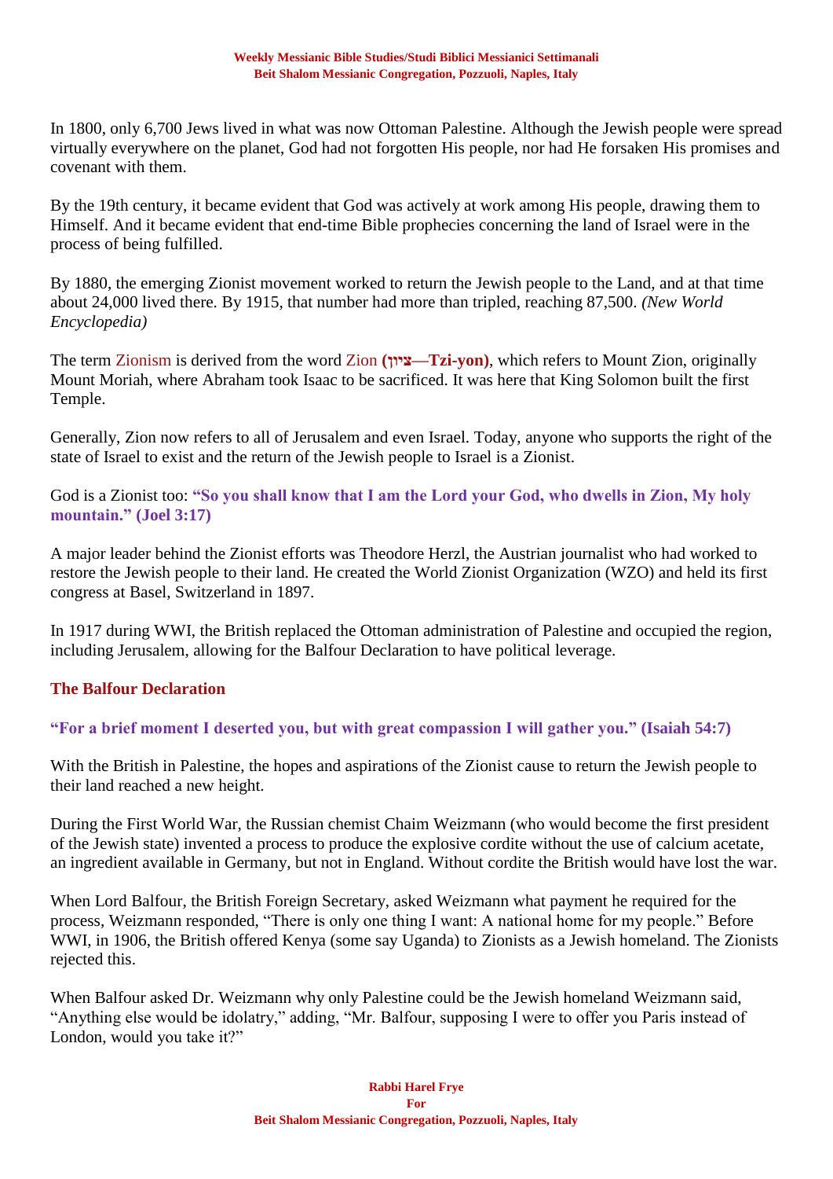In 1800, only 6,700 Jews lived in what was now Ottoman Palestine. Although the Jewish people were spread virtually everywhere on the planet, God had not forgotten His people, nor had He forsaken His promises and covenant with them.

By the 19th century, it became evident that God was actively at work among His people, drawing them to Himself. And it became evident that end-time Bible prophecies concerning the land of Israel were in the process of being fulfilled.

By 1880, the emerging Zionist movement worked to return the Jewish people to the Land, and at that time about 24,000 lived there. By 1915, that number had more than tripled, reaching 87,500. *(New World Encyclopedia)*

The term Zionism is derived from the word Zion **(ציון—Tzi-yon)**, which refers to Mount Zion, originally Mount Moriah, where Abraham took Isaac to be sacrificed. It was here that King Solomon built the first Temple.

Generally, Zion now refers to all of Jerusalem and even Israel. Today, anyone who supports the right of the state of Israel to exist and the return of the Jewish people to Israel is a Zionist.

God is a Zionist too: **"So you shall know that I am the Lord your God, who dwells in Zion, My holy mountain." (Joel 3:17)**

A major leader behind the Zionist efforts was Theodore Herzl, the Austrian journalist who had worked to restore the Jewish people to their land. He created the World Zionist Organization (WZO) and held its first congress at Basel, Switzerland in 1897.

In 1917 during WWI, the British replaced the Ottoman administration of Palestine and occupied the region, including Jerusalem, allowing for the Balfour Declaration to have political leverage.

## The Balfour Declaration

**"For a brief moment I deserted you, but with great compassion I will gather you." (Isaiah 54:7)**

With the British in Palestine, the hopes and aspirations of the Zionist cause to return the Jewish people to their land reached a new height.

During the First World War, the Russian chemist Chaim Weizmann (who would become the first president of the Jewish state) invented a process to produce the explosive cordite without the use of calcium acetate, an ingredient available in Germany, but not in England. Without cordite the British would have lost the war.

When Lord Balfour, the British Foreign Secretary, asked Weizmann what payment he required for the process, Weizmann responded, "There is only one thing I want: A national home for my people." Before WWI, in 1906, the British offered Kenya (some say Uganda) to Zionists as a Jewish homeland. The Zionists rejected this.

When Balfour asked Dr. Weizmann why only Palestine could be the Jewish homeland Weizmann said, "Anything else would be idolatry," adding, "Mr. Balfour, supposing I were to offer you Paris instead of London, would you take it?"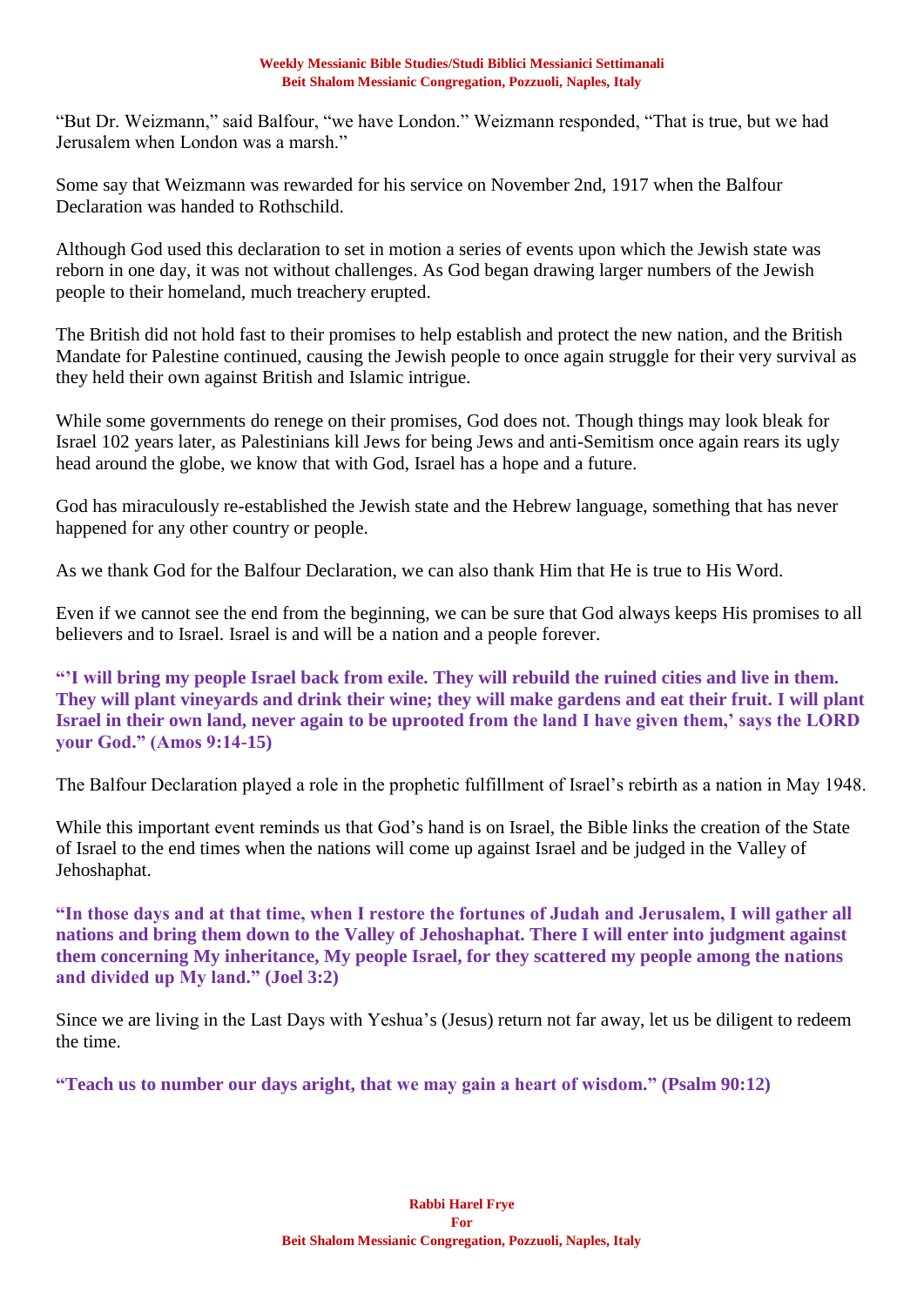"But Dr. Weizmann," said Balfour, "we have London." Weizmann responded, "That is true, but we had Jerusalem when London was a marsh."

Some say that Weizmann was rewarded for his service on November 2nd, 1917 when the Balfour Declaration was handed to Rothschild.

Although God used this declaration to set in motion a series of events upon which the Jewish state was reborn in one day, it was not without challenges. As God began drawing larger numbers of the Jewish people to their homeland, much treachery erupted.

The British did not hold fast to their promises to help establish and protect the new nation, and the British Mandate for Palestine continued, causing the Jewish people to once again struggle for their very survival as they held their own against British and Islamic intrigue.

While some governments do renege on their promises, God does not. Though things may look bleak for Israel 102 years later, as Palestinians kill Jews for being Jews and anti-Semitism once again rears its ugly head around the globe, we know that with God, Israel has a hope and a future.

God has miraculously re-established the Jewish state and the Hebrew language, something that has never happened for any other country or people.

As we thank God for the Balfour Declaration, we can also thank Him that He is true to His Word.

Even if we cannot see the end from the beginning, we can be sure that God always keeps His promises to all believers and to Israel. Israel is and will be a nation and a people forever.

**"'I will bring my people Israel back from exile. They will rebuild the ruined cities and live in them. They will plant vineyards and drink their wine; they will make gardens and eat their fruit. I will plant Israel in their own land, never again to be uprooted from the land I have given them,' says the LORD your God." (Amos 9:14-15)**

The Balfour Declaration played a role in the prophetic fulfillment of Israel's rebirth as a nation in May 1948.

While this important event reminds us that God's hand is on Israel, the Bible links the creation of the State of Israel to the end times when the nations will come up against Israel and be judged in the Valley of Jehoshaphat.

**"In those days and at that time, when I restore the fortunes of Judah and Jerusalem, I will gather all nations and bring them down to the Valley of Jehoshaphat. There I will enter into judgment against them concerning My inheritance, My people Israel, for they scattered my people among the nations and divided up My land." (Joel 3:2)**

Since we are living in the Last Days with Yeshua's (Jesus) return not far away, let us be diligent to redeem the time.

**"Teach us to number our days aright, that we may gain a heart of wisdom." (Psalm 90:12)**

**Rabbi Harel Frye**
**For**
**Beit Shalom Messianic Congregation, Pozzuoli, Naples, Italy**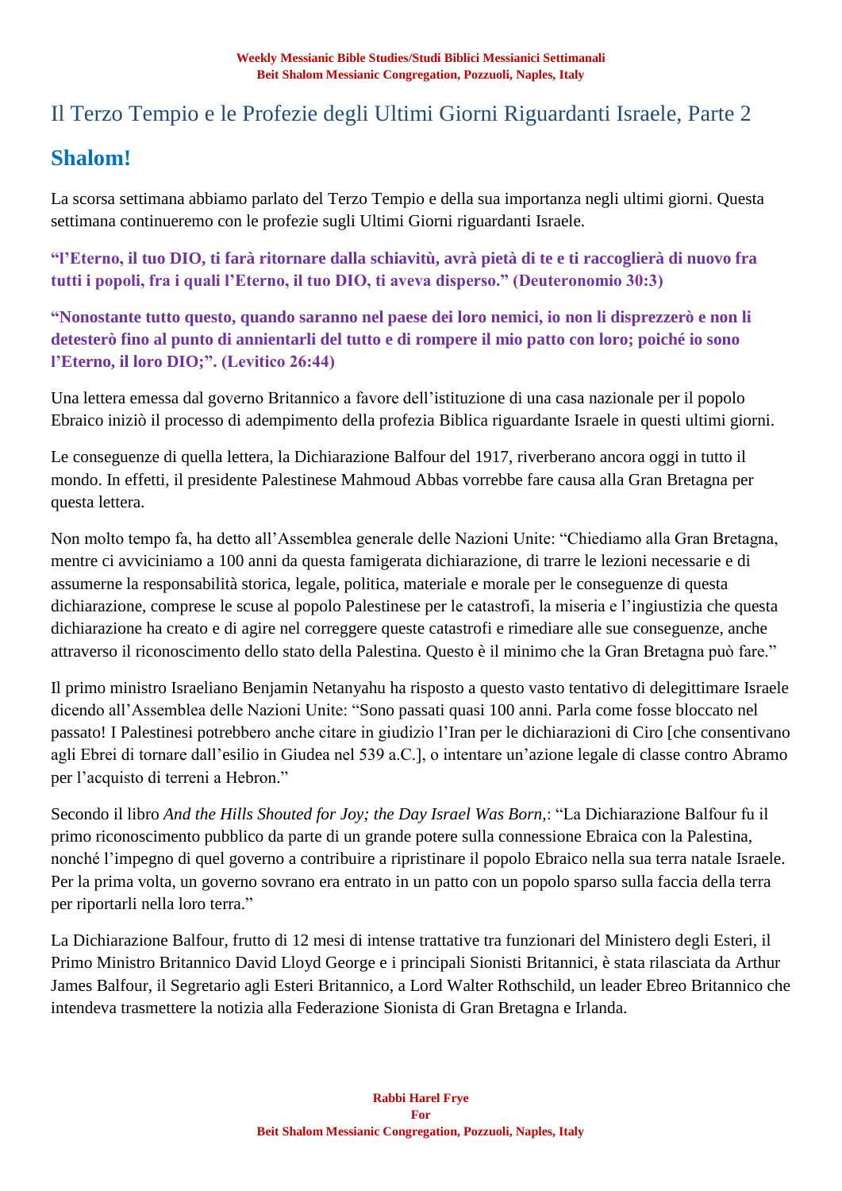# Il Terzo Tempio e le Profezie degli Ultimi Giorni Riguardanti Israele, Parte 2

## Shalom!

La scorsa settimana abbiamo parlato del Terzo Tempio e della sua importanza negli ultimi giorni. Questa settimana continueremo con le profezie sugli Ultimi Giorni riguardanti Israele.

**"l'Eterno, il tuo DIO, ti farà ritornare dalla schiavitù, avrà pietà di te e ti raccoglierà di nuovo fra tutti i popoli, fra i quali l'Eterno, il tuo DIO, ti aveva disperso." (Deuteronomio 30:3)**

**"Nonostante tutto questo, quando saranno nel paese dei loro nemici, io non li disprezzerò e non li detesterò fino al punto di annientarli del tutto e di rompere il mio patto con loro; poiché io sono l'Eterno, il loro DIO;". (Levitico 26:44)**

Una lettera emessa dal governo Britannico a favore dell'istituzione di una casa nazionale per il popolo Ebraico iniziò il processo di adempimento della profezia Biblica riguardante Israele in questi ultimi giorni.

Le conseguenze di quella lettera, la Dichiarazione Balfour del 1917, riverberano ancora oggi in tutto il mondo. In effetti, il presidente Palestinese Mahmoud Abbas vorrebbe fare causa alla Gran Bretagna per questa lettera.

Non molto tempo fa, ha detto all'Assemblea generale delle Nazioni Unite: "Chiediamo alla Gran Bretagna, mentre ci avviciniamo a 100 anni da questa famigerata dichiarazione, di trarre le lezioni necessarie e di assumerne la responsabilità storica, legale, politica, materiale e morale per le conseguenze di questa dichiarazione, comprese le scuse al popolo Palestinese per le catastrofi, la miseria e l'ingiustizia che questa dichiarazione ha creato e di agire nel correggere queste catastrofi e rimediare alle sue conseguenze, anche attraverso il riconoscimento dello stato della Palestina. Questo è il minimo che la Gran Bretagna può fare."

Il primo ministro Israeliano Benjamin Netanyahu ha risposto a questo vasto tentativo di delegittimare Israele dicendo all'Assemblea delle Nazioni Unite: "Sono passati quasi 100 anni. Parla come fosse bloccato nel passato! I Palestinesi potrebbero anche citare in giudizio l'Iran per le dichiarazioni di Ciro [che consentivano agli Ebrei di tornare dall'esilio in Giudea nel 539 a.C.], o intentare un'azione legale di classe contro Abramo per l'acquisto di terreni a Hebron."

Secondo il libro *And the Hills Shouted for Joy; the Day Israel Was Born*,: "La Dichiarazione Balfour fu il primo riconoscimento pubblico da parte di un grande potere sulla connessione Ebraica con la Palestina, nonché l'impegno di quel governo a contribuire a ripristinare il popolo Ebraico nella sua terra natale Israele. Per la prima volta, un governo sovrano era entrato in un patto con un popolo sparso sulla faccia della terra per riportarli nella loro terra."

La Dichiarazione Balfour, frutto di 12 mesi di intense trattative tra funzionari del Ministero degli Esteri, il Primo Ministro Britannico David Lloyd George e i principali Sionisti Britannici, è stata rilasciata da Arthur James Balfour, il Segretario agli Esteri Britannico, a Lord Walter Rothschild, un leader Ebreo Britannico che intendeva trasmettere la notizia alla Federazione Sionista di Gran Bretagna e Irlanda.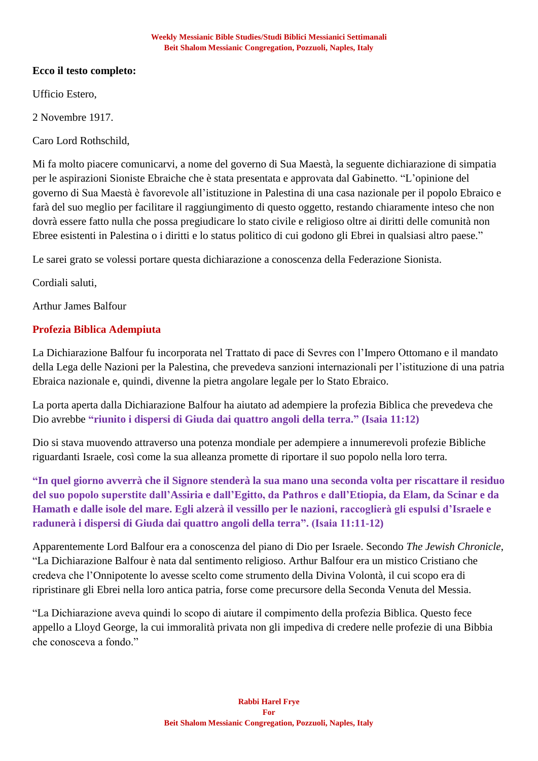**Ecco il testo completo:**

Ufficio Estero,

2 Novembre 1917.

Caro Lord Rothschild,

Mi fa molto piacere comunicarvi, a nome del governo di Sua Maestà, la seguente dichiarazione di simpatia per le aspirazioni Sioniste Ebraiche che è stata presentata e approvata dal Gabinetto. "L'opinione del governo di Sua Maestà è favorevole all'istituzione in Palestina di una casa nazionale per il popolo Ebraico e farà del suo meglio per facilitare il raggiungimento di questo oggetto, restando chiaramente inteso che non dovrà essere fatto nulla che possa pregiudicare lo stato civile e religioso oltre ai diritti delle comunità non Ebree esistenti in Palestina o i diritti e lo status politico di cui godono gli Ebrei in qualsiasi altro paese."

Le sarei grato se volessi portare questa dichiarazione a conoscenza della Federazione Sionista.

Cordiali saluti,

Arthur James Balfour

## Profezia Biblica Adempiuta

La Dichiarazione Balfour fu incorporata nel Trattato di pace di Sevres con l'Impero Ottomano e il mandato della Lega delle Nazioni per la Palestina, che prevedeva sanzioni internazionali per l'istituzione di una patria Ebraica nazionale e, quindi, divenne la pietra angolare legale per lo Stato Ebraico.

La porta aperta dalla Dichiarazione Balfour ha aiutato ad adempiere la profezia Biblica che prevedeva che Dio avrebbe **"riunito i dispersi di Giuda dai quattro angoli della terra." (Isaia 11:12)**

Dio si stava muovendo attraverso una potenza mondiale per adempiere a innumerevoli profezie Bibliche riguardanti Israele, così come la sua alleanza promette di riportare il suo popolo nella loro terra.

**"In quel giorno avverrà che il Signore stenderà la sua mano una seconda volta per riscattare il residuo del suo popolo superstite dall'Assiria e dall'Egitto, da Pathros e dall'Etiopia, da Elam, da Scinar e da Hamath e dalle isole del mare. Egli alzerà il vessillo per le nazioni, raccoglierà gli espulsi d'Israele e radunerà i dispersi di Giuda dai quattro angoli della terra". (Isaia 11:11-12)**

Apparentemente Lord Balfour era a conoscenza del piano di Dio per Israele. Secondo *The Jewish Chronicle*, "La Dichiarazione Balfour è nata dal sentimento religioso. Arthur Balfour era un mistico Cristiano che credeva che l'Onnipotente lo avesse scelto come strumento della Divina Volontà, il cui scopo era di ripristinare gli Ebrei nella loro antica patria, forse come precursore della Seconda Venuta del Messia.

"La Dichiarazione aveva quindi lo scopo di aiutare il compimento della profezia Biblica. Questo fece appello a Lloyd George, la cui immoralità privata non gli impediva di credere nelle profezie di una Bibbia che conosceva a fondo."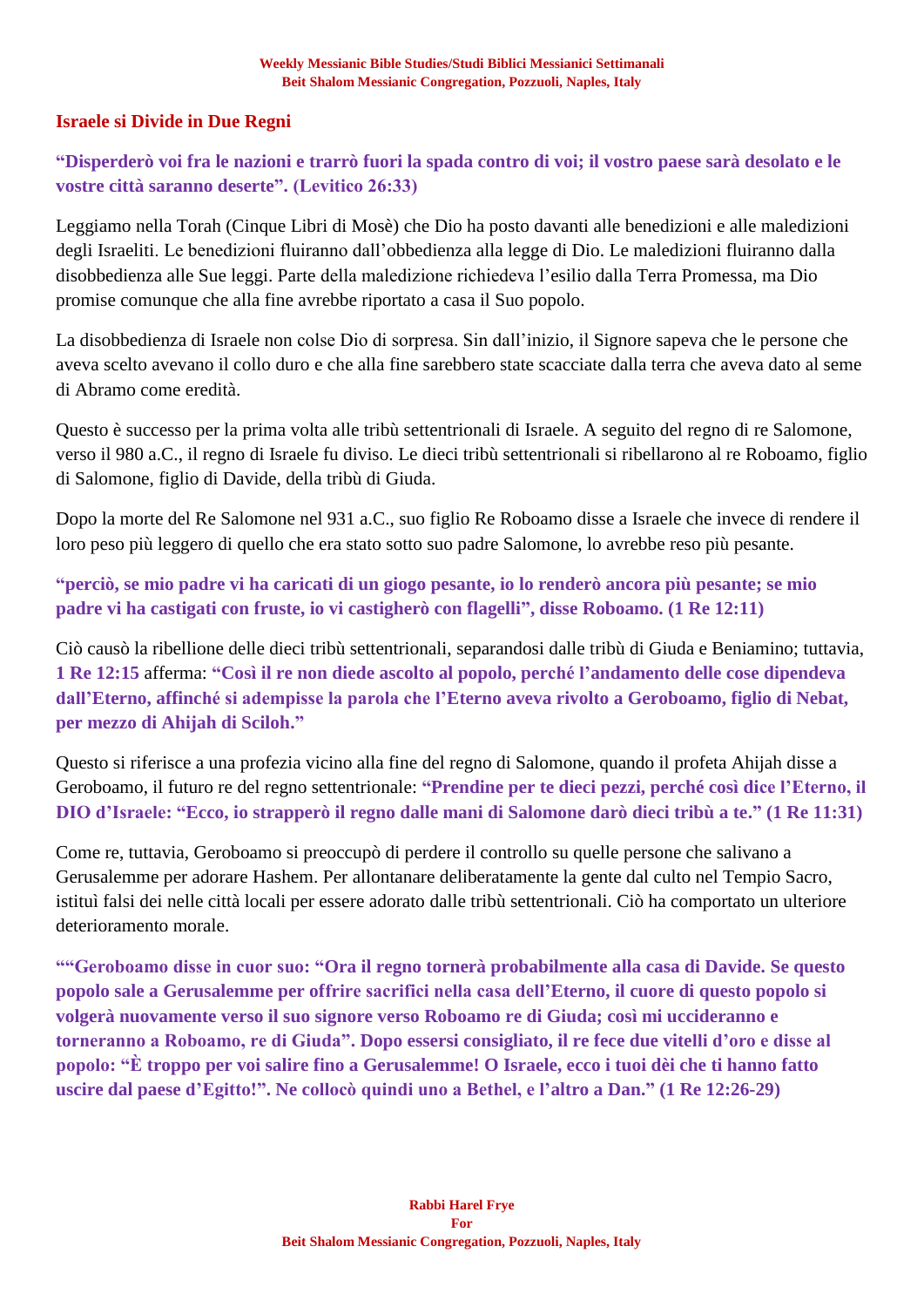## Israele si Divide in Due Regni

**“Disperderò voi fra le nazioni e trarrò fuori la spada contro di voi; il vostro paese sarà desolato e le vostre città saranno deserte”. (Levitico 26:33)**

Leggiamo nella Torah (Cinque Libri di Mosè) che Dio ha posto davanti alle benedizioni e alle maledizioni degli Israeliti. Le benedizioni fluiranno dall’obbedienza alla legge di Dio. Le maledizioni fluiranno dalla disobbedienza alle Sue leggi. Parte della maledizione richiedeva l’esilio dalla Terra Promessa, ma Dio promise comunque che alla fine avrebbe riportato a casa il Suo popolo.

La disobbedienza di Israele non colse Dio di sorpresa. Sin dall’inizio, il Signore sapeva che le persone che aveva scelto avevano il collo duro e che alla fine sarebbero state scacciate dalla terra che aveva dato al seme di Abramo come eredità.

Questo è successo per la prima volta alle tribù settentrionali di Israele. A seguito del regno di re Salomone, verso il 980 a.C., il regno di Israele fu diviso. Le dieci tribù settentrionali si ribellarono al re Roboamo, figlio di Salomone, figlio di Davide, della tribù di Giuda.

Dopo la morte del Re Salomone nel 931 a.C., suo figlio Re Roboamo disse a Israele che invece di rendere il loro peso più leggero di quello che era stato sotto suo padre Salomone, lo avrebbe reso più pesante.

**“perciò, se mio padre vi ha caricati di un giogo pesante, io lo renderò ancora più pesante; se mio padre vi ha castigati con fruste, io vi castigherò con flagelli”, disse Roboamo. (1 Re 12:11)**

Ciò causò la ribellione delle dieci tribù settentrionali, separandosi dalle tribù di Giuda e Beniamino; tuttavia, **1 Re 12:15** afferma: **“Così il re non diede ascolto al popolo, perché l’andamento delle cose dipendeva dall’Eterno, affinché si adempisse la parola che l’Eterno aveva rivolto a Geroboamo, figlio di Nebat, per mezzo di Ahijah di Sciloh.”**

Questo si riferisce a una profezia vicino alla fine del regno di Salomone, quando il profeta Ahijah disse a Geroboamo, il futuro re del regno settentrionale: **“Prendine per te dieci pezzi, perché così dice l’Eterno, il DIO d’Israele: “Ecco, io strapperò il regno dalle mani di Salomone darò dieci tribù a te.” (1 Re 11:31)**

Come re, tuttavia, Geroboamo si preoccupò di perdere il controllo su quelle persone che salivano a Gerusalemme per adorare Hashem. Per allontanare deliberatamente la gente dal culto nel Tempio Sacro, istituì falsi dei nelle città locali per essere adorato dalle tribù settentrionali. Ciò ha comportato un ulteriore deterioramento morale.

**““Geroboamo disse in cuor suo: “Ora il regno tornerà probabilmente alla casa di Davide. Se questo popolo sale a Gerusalemme per offrire sacrifici nella casa dell’Eterno, il cuore di questo popolo si volgerà nuovamente verso il suo signore verso Roboamo re di Giuda; così mi uccideranno e torneranno a Roboamo, re di Giuda”. Dopo essersi consigliato, il re fece due vitelli d’oro e disse al popolo: “È troppo per voi salire fino a Gerusalemme! O Israele, ecco i tuoi dèi che ti hanno fatto uscire dal paese d’Egitto!”. Ne collocò quindi uno a Bethel, e l’altro a Dan.” (1 Re 12:26-29)**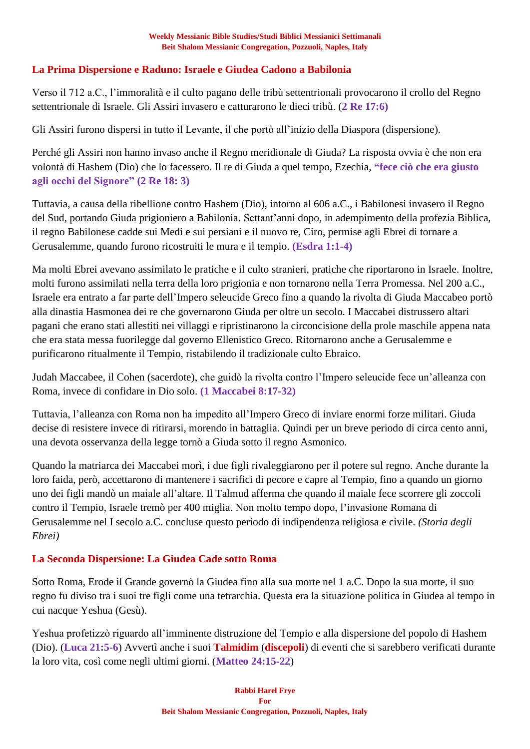## La Prima Dispersione e Raduno: Israele e Giudea Cadono a Babilonia

Verso il 712 a.C., l'immoralità e il culto pagano delle tribù settentrionali provocarono il crollo del Regno settentrionale di Israele. Gli Assiri invasero e catturarono le dieci tribù. (**2 Re 17:6)**

Gli Assiri furono dispersi in tutto il Levante, il che portò all'inizio della Diaspora (dispersione).

Perché gli Assiri non hanno invaso anche il Regno meridionale di Giuda? La risposta ovvia è che non era volontà di Hashem (Dio) che lo facessero. Il re di Giuda a quel tempo, Ezechia, **"fece ciò che era giusto agli occhi del Signore" (2 Re 18: 3)**

Tuttavia, a causa della ribellione contro Hashem (Dio), intorno al 606 a.C., i Babilonesi invasero il Regno del Sud, portando Giuda prigioniero a Babilonia. Settant'anni dopo, in adempimento della profezia Biblica, il regno Babilonese cadde sui Medi e sui persiani e il nuovo re, Ciro, permise agli Ebrei di tornare a Gerusalemme, quando furono ricostruiti le mura e il tempio. **(Esdra 1:1-4)**

Ma molti Ebrei avevano assimilato le pratiche e il culto stranieri, pratiche che riportarono in Israele. Inoltre, molti furono assimilati nella terra della loro prigionia e non tornarono nella Terra Promessa. Nel 200 a.C., Israele era entrato a far parte dell'Impero seleucide Greco fino a quando la rivolta di Giuda Maccabeo portò alla dinastia Hasmonea dei re che governarono Giuda per oltre un secolo. I Maccabei distrussero altari pagani che erano stati allestiti nei villaggi e ripristinarono la circoncisione della prole maschile appena nata che era stata messa fuorilegge dal governo Ellenistico Greco. Ritornarono anche a Gerusalemme e purificarono ritualmente il Tempio, ristabilendo il tradizionale culto Ebraico.

Judah Maccabee, il Cohen (sacerdote), che guidò la rivolta contro l'Impero seleucide fece un'alleanza con Roma, invece di confidare in Dio solo. **(1 Maccabei 8:17-32)**

Tuttavia, l'alleanza con Roma non ha impedito all'Impero Greco di inviare enormi forze militari. Giuda decise di resistere invece di ritirarsi, morendo in battaglia. Quindi per un breve periodo di circa cento anni, una devota osservanza della legge tornò a Giuda sotto il regno Asmonico.

Quando la matriarca dei Maccabei morì, i due figli rivaleggiarono per il potere sul regno. Anche durante la loro faida, però, accettarono di mantenere i sacrifici di pecore e capre al Tempio, fino a quando un giorno uno dei figli mandò un maiale all'altare. Il Talmud afferma che quando il maiale fece scorrere gli zoccoli contro il Tempio, Israele tremò per 400 miglia. Non molto tempo dopo, l'invasione Romana di Gerusalemme nel I secolo a.C. concluse questo periodo di indipendenza religiosa e civile. *(Storia degli Ebrei)*

## La Seconda Dispersione: La Giudea Cade sotto Roma

Sotto Roma, Erode il Grande governò la Giudea fino alla sua morte nel 1 a.C. Dopo la sua morte, il suo regno fu diviso tra i suoi tre figli come una tetrarchia. Questa era la situazione politica in Giudea al tempo in cui nacque Yeshua (Gesù).

Yeshua profetizzò riguardo all'imminente distruzione del Tempio e alla dispersione del popolo di Hashem (Dio). (**Luca 21:5-6**) Avvertì anche i suoi **Talmidim** (**discepoli**) di eventi che si sarebbero verificati durante la loro vita, così come negli ultimi giorni. (**Matteo 24:15-22**)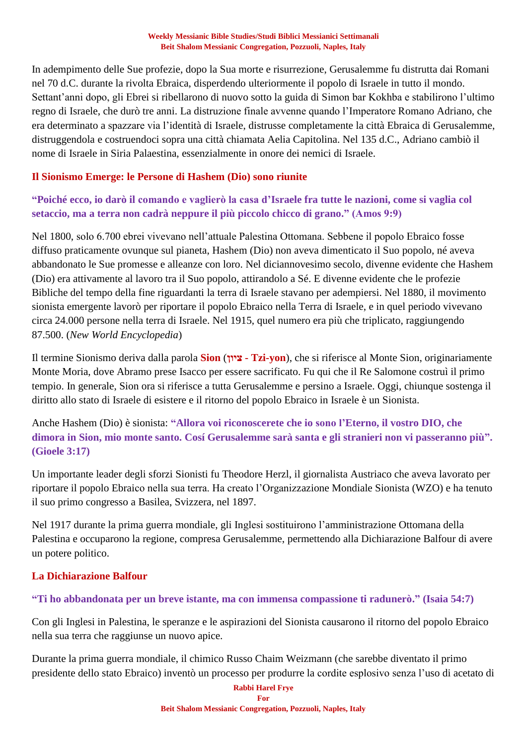In adempimento delle Sue profezie, dopo la Sua morte e risurrezione, Gerusalemme fu distrutta dai Romani nel 70 d.C. durante la rivolta Ebraica, disperdendo ulteriormente il popolo di Israele in tutto il mondo. Settant'anni dopo, gli Ebrei si ribellarono di nuovo sotto la guida di Simon bar Kokhba e stabilirono l'ultimo regno di Israele, che durò tre anni. La distruzione finale avvenne quando l'Imperatore Romano Adriano, che era determinato a spazzare via l'identità di Israele, distrusse completamente la città Ebraica di Gerusalemme, distruggendola e costruendoci sopra una città chiamata Aelia Capitolina. Nel 135 d.C., Adriano cambiò il nome di Israele in Siria Palaestina, essenzialmente in onore dei nemici di Israele.

## Il Sionismo Emerge: le Persone di Hashem (Dio) sono riunite

**"Poiché ecco, io darò il comando e vaglierò la casa d'Israele fra tutte le nazioni, come si vaglia col setaccio, ma a terra non cadrà neppure il più piccolo chicco di grano." (Amos 9:9)**

Nel 1800, solo 6.700 ebrei vivevano nell'attuale Palestina Ottomana. Sebbene il popolo Ebraico fosse diffuso praticamente ovunque sul pianeta, Hashem (Dio) non aveva dimenticato il Suo popolo, né aveva abbandonato le Sue promesse e alleanze con loro. Nel diciannovesimo secolo, divenne evidente che Hashem (Dio) era attivamente al lavoro tra il Suo popolo, attirandolo a Sé. E divenne evidente che le profezie Bibliche del tempo della fine riguardanti la terra di Israele stavano per adempiersi. Nel 1880, il movimento sionista emergente lavorò per riportare il popolo Ebraico nella Terra di Israele, e in quel periodo vivevano circa 24.000 persone nella terra di Israele. Nel 1915, quel numero era più che triplicato, raggiungendo 87.500. (*New World Encyclopedia*)

Il termine Sionismo deriva dalla parola **Sion** (**ציון - Tzi-yon**), che si riferisce al Monte Sion, originariamente Monte Moria, dove Abramo prese Isacco per essere sacrificato. Fu qui che il Re Salomone costruì il primo tempio. In generale, Sion ora si riferisce a tutta Gerusalemme e persino a Israele. Oggi, chiunque sostenga il diritto allo stato di Israele di esistere e il ritorno del popolo Ebraico in Israele è un Sionista.

Anche Hashem (Dio) è sionista: **"Allora voi riconoscerete che io sono l'Eterno, il vostro DIO, che dimora in Sion, mio monte santo. Cosí Gerusalemme sarà santa e gli stranieri non vi passeranno più". (Gioele 3:17)**

Un importante leader degli sforzi Sionisti fu Theodore Herzl, il giornalista Austriaco che aveva lavorato per riportare il popolo Ebraico nella sua terra. Ha creato l'Organizzazione Mondiale Sionista (WZO) e ha tenuto il suo primo congresso a Basilea, Svizzera, nel 1897.

Nel 1917 durante la prima guerra mondiale, gli Inglesi sostituirono l'amministrazione Ottomana della Palestina e occuparono la regione, compresa Gerusalemme, permettendo alla Dichiarazione Balfour di avere un potere politico.

## La Dichiarazione Balfour

**"Ti ho abbandonata per un breve istante, ma con immensa compassione ti radunerò." (Isaia 54:7)**

Con gli Inglesi in Palestina, le speranze e le aspirazioni del Sionista causarono il ritorno del popolo Ebraico nella sua terra che raggiunse un nuovo apice.

Durante la prima guerra mondiale, il chimico Russo Chaim Weizmann (che sarebbe diventato il primo presidente dello stato Ebraico) inventò un processo per produrre la cordite esplosivo senza l'uso di acetato di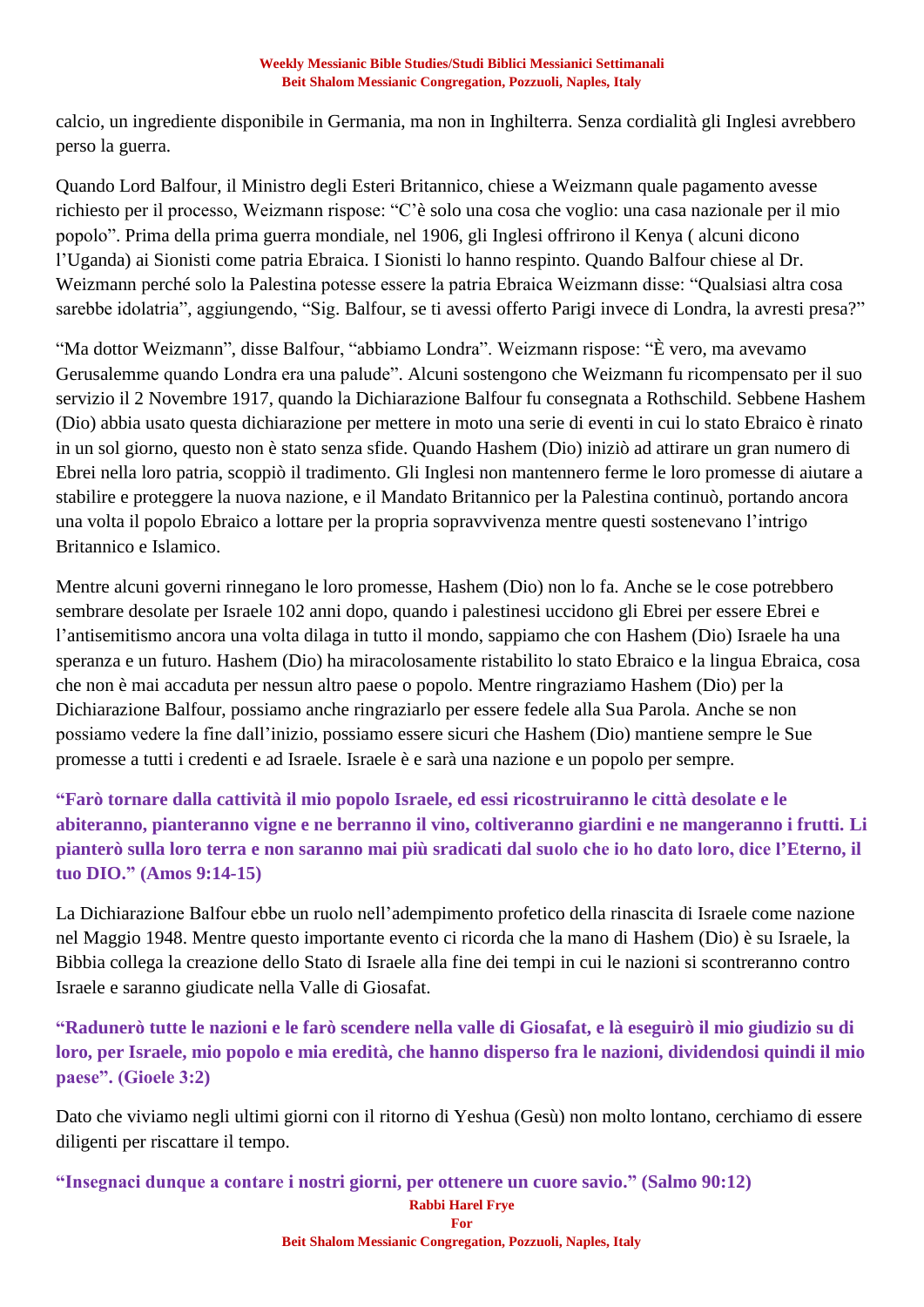calcio, un ingrediente disponibile in Germania, ma non in Inghilterra. Senza cordialità gli Inglesi avrebbero perso la guerra.

Quando Lord Balfour, il Ministro degli Esteri Britannico, chiese a Weizmann quale pagamento avesse richiesto per il processo, Weizmann rispose: "C'è solo una cosa che voglio: una casa nazionale per il mio popolo". Prima della prima guerra mondiale, nel 1906, gli Inglesi offrirono il Kenya ( alcuni dicono l'Uganda) ai Sionisti come patria Ebraica. I Sionisti lo hanno respinto. Quando Balfour chiese al Dr. Weizmann perché solo la Palestina potesse essere la patria Ebraica Weizmann disse: "Qualsiasi altra cosa sarebbe idolatria", aggiungendo, "Sig. Balfour, se ti avessi offerto Parigi invece di Londra, la avresti presa?"

"Ma dottor Weizmann", disse Balfour, "abbiamo Londra". Weizmann rispose: "È vero, ma avevamo Gerusalemme quando Londra era una palude". Alcuni sostengono che Weizmann fu ricompensato per il suo servizio il 2 Novembre 1917, quando la Dichiarazione Balfour fu consegnata a Rothschild. Sebbene Hashem (Dio) abbia usato questa dichiarazione per mettere in moto una serie di eventi in cui lo stato Ebraico è rinato in un sol giorno, questo non è stato senza sfide. Quando Hashem (Dio) iniziò ad attirare un gran numero di Ebrei nella loro patria, scoppiò il tradimento. Gli Inglesi non mantennero ferme le loro promesse di aiutare a stabilire e proteggere la nuova nazione, e il Mandato Britannico per la Palestina continuò, portando ancora una volta il popolo Ebraico a lottare per la propria sopravvivenza mentre questi sostenevano l'intrigo Britannico e Islamico.

Mentre alcuni governi rinnegano le loro promesse, Hashem (Dio) non lo fa. Anche se le cose potrebbero sembrare desolate per Israele 102 anni dopo, quando i palestinesi uccidono gli Ebrei per essere Ebrei e l'antisemitismo ancora una volta dilaga in tutto il mondo, sappiamo che con Hashem (Dio) Israele ha una speranza e un futuro. Hashem (Dio) ha miracolosamente ristabilito lo stato Ebraico e la lingua Ebraica, cosa che non è mai accaduta per nessun altro paese o popolo. Mentre ringraziamo Hashem (Dio) per la Dichiarazione Balfour, possiamo anche ringraziarlo per essere fedele alla Sua Parola. Anche se non possiamo vedere la fine dall'inizio, possiamo essere sicuri che Hashem (Dio) mantiene sempre le Sue promesse a tutti i credenti e ad Israele. Israele è e sarà una nazione e un popolo per sempre.

**"Farò tornare dalla cattività il mio popolo Israele, ed essi ricostruiranno le città desolate e le abiteranno, pianteranno vigne e ne berranno il vino, coltiveranno giardini e ne mangeranno i frutti. Li pianterò sulla loro terra e non saranno mai più sradicati dal suolo che io ho dato loro, dice l'Eterno, il tuo DIO." (Amos 9:14-15)**

La Dichiarazione Balfour ebbe un ruolo nell'adempimento profetico della rinascita di Israele come nazione nel Maggio 1948. Mentre questo importante evento ci ricorda che la mano di Hashem (Dio) è su Israele, la Bibbia collega la creazione dello Stato di Israele alla fine dei tempi in cui le nazioni si scontreranno contro Israele e saranno giudicate nella Valle di Giosafat.

**"Radunerò tutte le nazioni e le farò scendere nella valle di Giosafat, e là eseguirò il mio giudizio su di loro, per Israele, mio popolo e mia eredità, che hanno disperso fra le nazioni, dividendosi quindi il mio paese". (Gioele 3:2)**

Dato che viviamo negli ultimi giorni con il ritorno di Yeshua (Gesù) non molto lontano, cerchiamo di essere diligenti per riscattare il tempo.

**"Insegnaci dunque a contare i nostri giorni, per ottenere un cuore savio." (Salmo 90:12)**

**Rabbi Harel Frye**
**For**
**Beit Shalom Messianic Congregation, Pozzuoli, Naples, Italy**